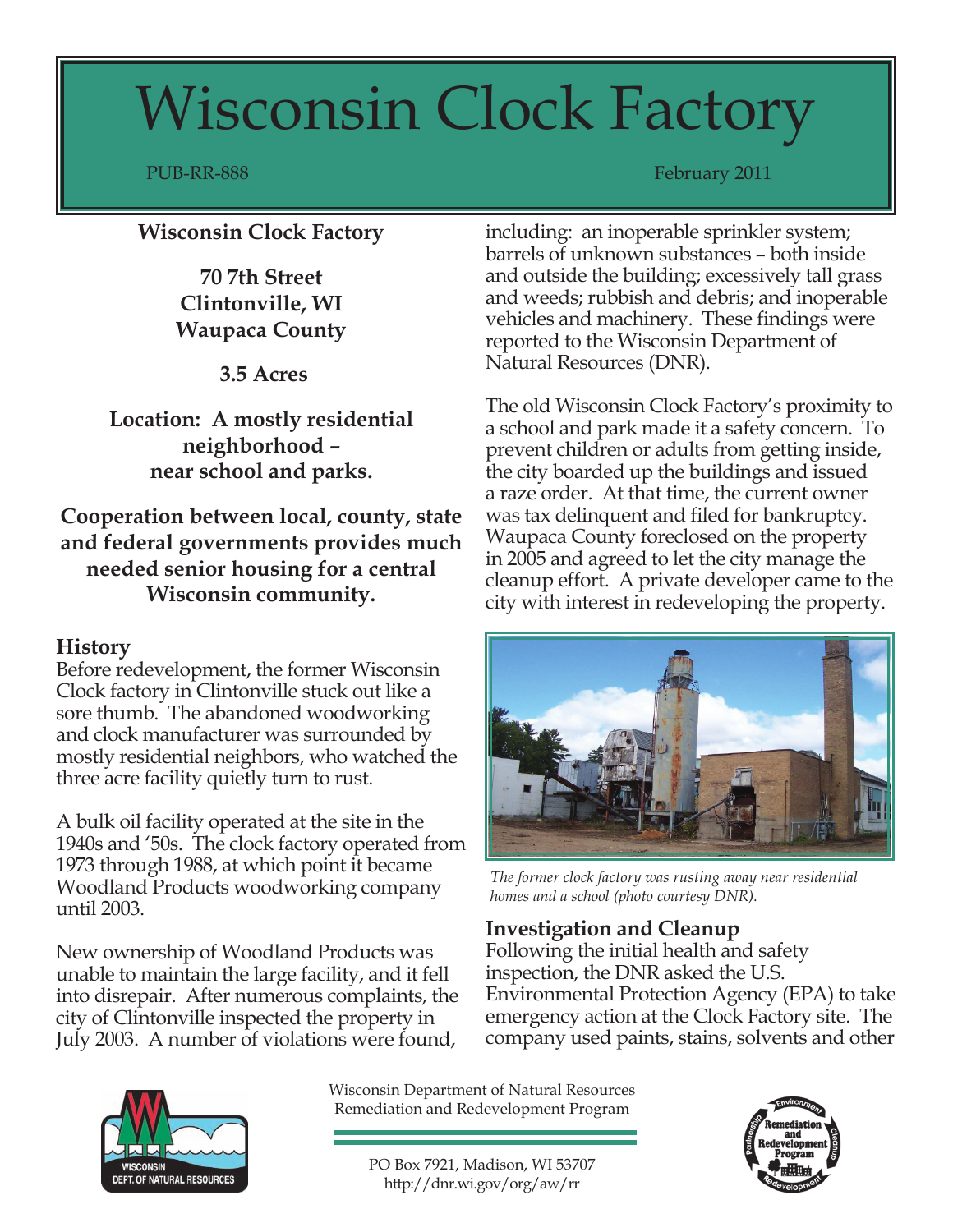# Wisconsin Clock Factory

PUB-RR-888

February 2011

**Wisconsin Clock Factory**

**70 7th Street**
**Clintonville, WI**
**Waupaca County**

**3.5 Acres**

**Location: A mostly residential neighborhood – near school and parks.**

**Cooperation between local, county, state and federal governments provides much needed senior housing for a central Wisconsin community.**

## History

Before redevelopment, the former Wisconsin Clock factory in Clintonville stuck out like a sore thumb. The abandoned woodworking and clock manufacturer was surrounded by mostly residential neighbors, who watched the three acre facility quietly turn to rust.

A bulk oil facility operated at the site in the 1940s and '50s. The clock factory operated from 1973 through 1988, at which point it became Woodland Products woodworking company until 2003.

New ownership of Woodland Products was unable to maintain the large facility, and it fell into disrepair. After numerous complaints, the city of Clintonville inspected the property in July 2003. A number of violations were found, including: an inoperable sprinkler system; barrels of unknown substances – both inside and outside the building; excessively tall grass and weeds; rubbish and debris; and inoperable vehicles and machinery. These findings were reported to the Wisconsin Department of Natural Resources (DNR).

The old Wisconsin Clock Factory's proximity to a school and park made it a safety concern. To prevent children or adults from getting inside, the city boarded up the buildings and issued a raze order. At that time, the current owner was tax delinquent and filed for bankruptcy. Waupaca County foreclosed on the property in 2005 and agreed to let the city manage the cleanup effort. A private developer came to the city with interest in redeveloping the property.

*The former clock factory was rusting away near residential homes and a school (photo courtesy DNR).*

## Investigation and Cleanup

Following the initial health and safety inspection, the DNR asked the U.S. Environmental Protection Agency (EPA) to take emergency action at the Clock Factory site. The company used paints, stains, solvents and other

Wisconsin Department of Natural Resources
Remediation and Redevelopment Program

PO Box 7921, Madison, WI 53707
http://dnr.wi.gov/org/aw/rr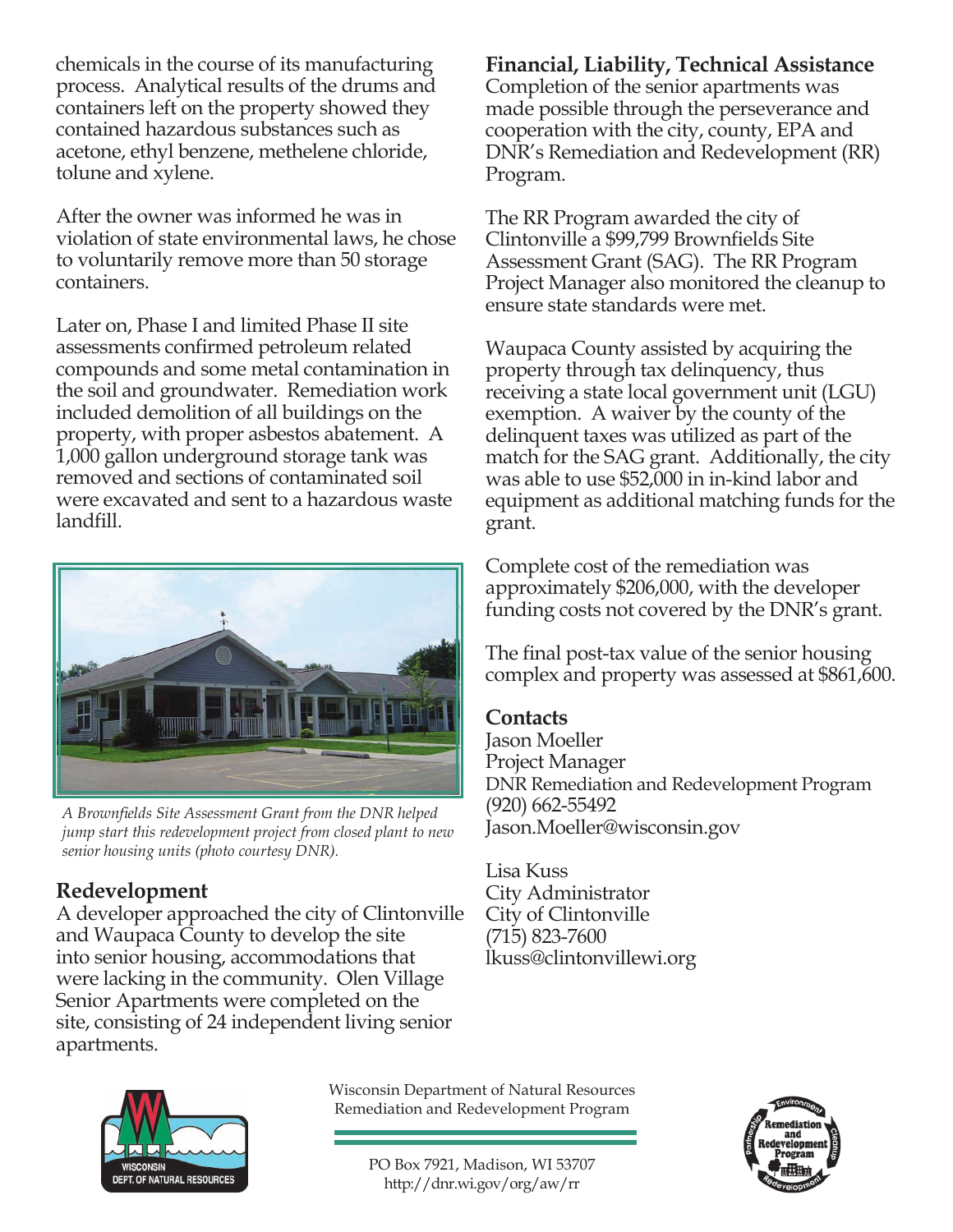chemicals in the course of its manufacturing process. Analytical results of the drums and containers left on the property showed they contained hazardous substances such as acetone, ethyl benzene, methelene chloride, tolune and xylene.

After the owner was informed he was in violation of state environmental laws, he chose to voluntarily remove more than 50 storage containers.

Later on, Phase I and limited Phase II site assessments confirmed petroleum related compounds and some metal contamination in the soil and groundwater. Remediation work included demolition of all buildings on the property, with proper asbestos abatement. A 1,000 gallon underground storage tank was removed and sections of contaminated soil were excavated and sent to a hazardous waste landfill.

*A Brownfields Site Assessment Grant from the DNR helped jump start this redevelopment project from closed plant to new senior housing units (photo courtesy DNR).*

## Redevelopment

A developer approached the city of Clintonville and Waupaca County to develop the site into senior housing, accommodations that were lacking in the community. Olen Village Senior Apartments were completed on the site, consisting of 24 independent living senior apartments.

## Financial, Liability, Technical Assistance

Completion of the senior apartments was made possible through the perseverance and cooperation with the city, county, EPA and DNR's Remediation and Redevelopment (RR) Program.

The RR Program awarded the city of Clintonville a $99,799 Brownfields Site Assessment Grant (SAG). The RR Program Project Manager also monitored the cleanup to ensure state standards were met.

Waupaca County assisted by acquiring the property through tax delinquency, thus receiving a state local government unit (LGU) exemption. A waiver by the county of the delinquent taxes was utilized as part of the match for the SAG grant. Additionally, the city was able to use $52,000 in in-kind labor and equipment as additional matching funds for the grant.

Complete cost of the remediation was approximately $206,000, with the developer funding costs not covered by the DNR's grant.

The final post-tax value of the senior housing complex and property was assessed at $861,600.

## Contacts

Jason Moeller
Project Manager
DNR Remediation and Redevelopment Program
(920) 662-55492
Jason.Moeller@wisconsin.gov

Lisa Kuss
City Administrator
City of Clintonville
(715) 823-7600
lkuss@clintonvillewi.org

Wisconsin Department of Natural Resources
Remediation and Redevelopment Program

PO Box 7921, Madison, WI 53707
http://dnr.wi.gov/org/aw/rr